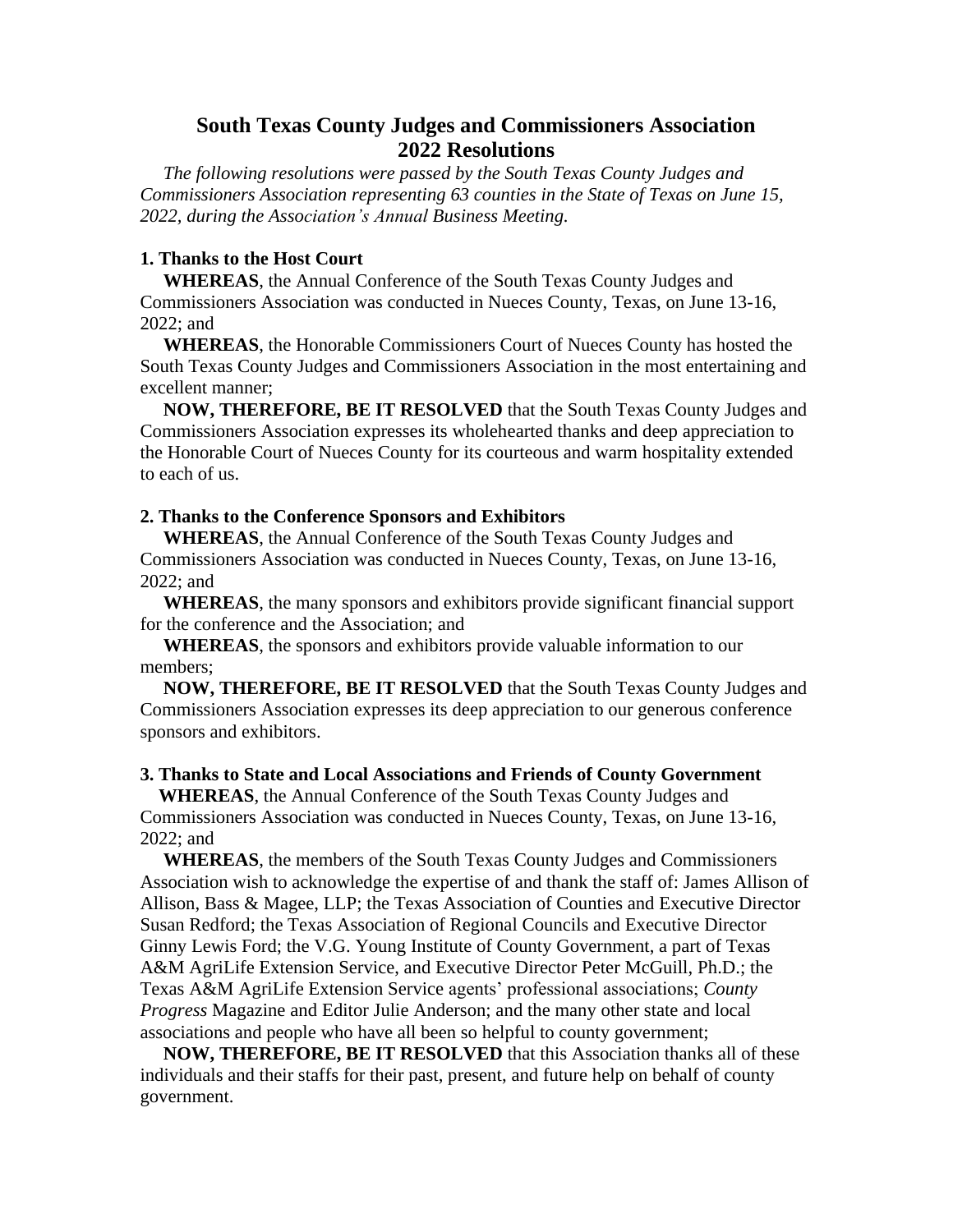# South Texas County Judges and Commissioners Association 2022 Resolutions

*The following resolutions were passed by the South Texas County Judges and Commissioners Association representing 63 counties in the State of Texas on June 15, 2022, during the Association's Annual Business Meeting.*

### 1. Thanks to the Host Court

**WHEREAS**, the Annual Conference of the South Texas County Judges and Commissioners Association was conducted in Nueces County, Texas, on June 13-16, 2022; and

**WHEREAS**, the Honorable Commissioners Court of Nueces County has hosted the South Texas County Judges and Commissioners Association in the most entertaining and excellent manner;

**NOW, THEREFORE, BE IT RESOLVED** that the South Texas County Judges and Commissioners Association expresses its wholehearted thanks and deep appreciation to the Honorable Court of Nueces County for its courteous and warm hospitality extended to each of us.

### 2. Thanks to the Conference Sponsors and Exhibitors

**WHEREAS**, the Annual Conference of the South Texas County Judges and Commissioners Association was conducted in Nueces County, Texas, on June 13-16, 2022; and

**WHEREAS**, the many sponsors and exhibitors provide significant financial support for the conference and the Association; and

**WHEREAS**, the sponsors and exhibitors provide valuable information to our members;

**NOW, THEREFORE, BE IT RESOLVED** that the South Texas County Judges and Commissioners Association expresses its deep appreciation to our generous conference sponsors and exhibitors.

### 3. Thanks to State and Local Associations and Friends of County Government

**WHEREAS**, the Annual Conference of the South Texas County Judges and Commissioners Association was conducted in Nueces County, Texas, on June 13-16, 2022; and

**WHEREAS**, the members of the South Texas County Judges and Commissioners Association wish to acknowledge the expertise of and thank the staff of: James Allison of Allison, Bass & Magee, LLP; the Texas Association of Counties and Executive Director Susan Redford; the Texas Association of Regional Councils and Executive Director Ginny Lewis Ford; the V.G. Young Institute of County Government, a part of Texas A&M AgriLife Extension Service, and Executive Director Peter McGuill, Ph.D.; the Texas A&M AgriLife Extension Service agents' professional associations; *County Progress* Magazine and Editor Julie Anderson; and the many other state and local associations and people who have all been so helpful to county government;

**NOW, THEREFORE, BE IT RESOLVED** that this Association thanks all of these individuals and their staffs for their past, present, and future help on behalf of county government.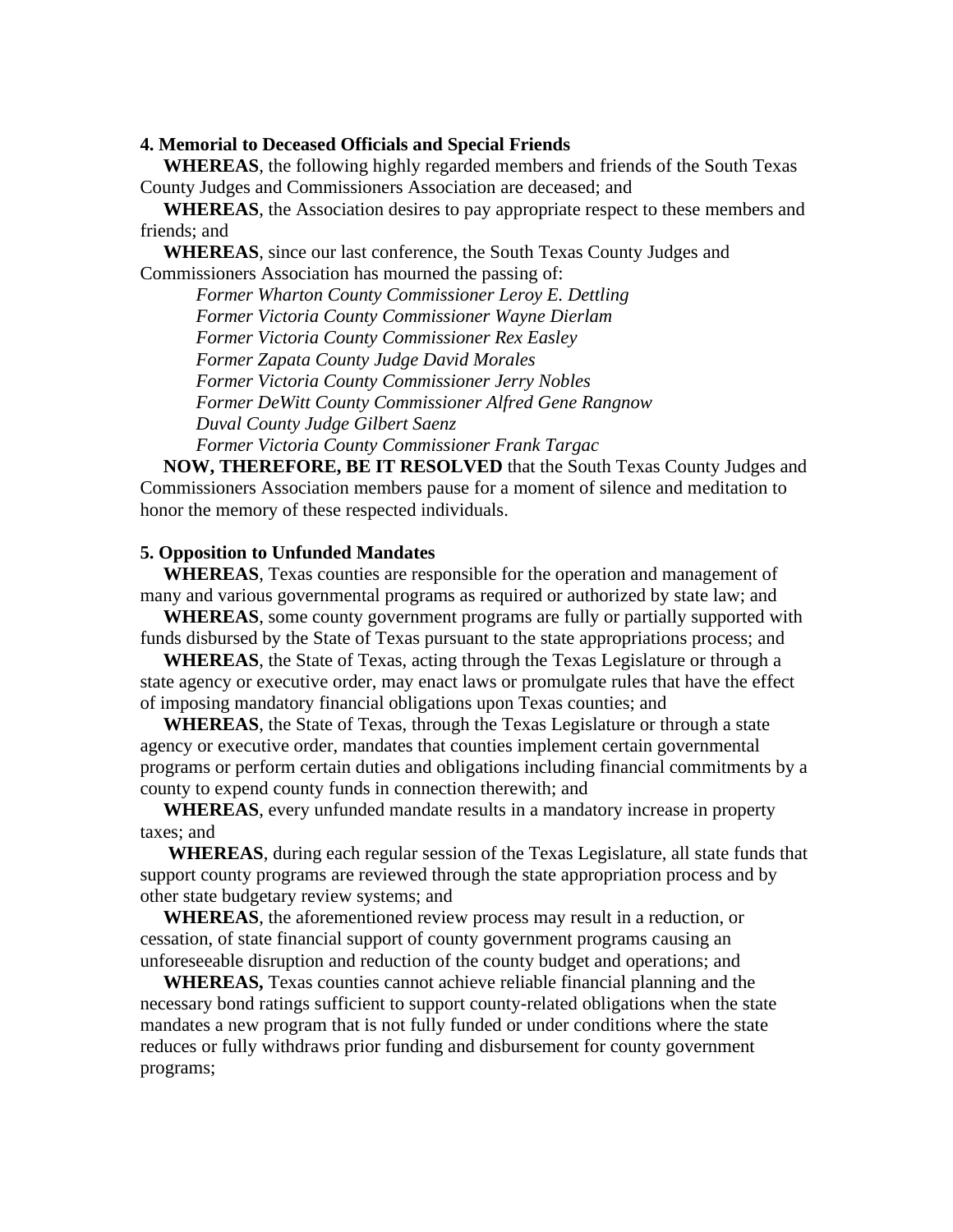**4. Memorial to Deceased Officials and Special Friends**

**WHEREAS**, the following highly regarded members and friends of the South Texas County Judges and Commissioners Association are deceased; and

**WHEREAS**, the Association desires to pay appropriate respect to these members and friends; and

**WHEREAS**, since our last conference, the South Texas County Judges and Commissioners Association has mourned the passing of:

*Former Wharton County Commissioner Leroy E. Dettling*
*Former Victoria County Commissioner Wayne Dierlam*
*Former Victoria County Commissioner Rex Easley*
*Former Zapata County Judge David Morales*
*Former Victoria County Commissioner Jerry Nobles*
*Former DeWitt County Commissioner Alfred Gene Rangnow*
*Duval County Judge Gilbert Saenz*
*Former Victoria County Commissioner Frank Targac*

**NOW, THEREFORE, BE IT RESOLVED** that the South Texas County Judges and Commissioners Association members pause for a moment of silence and meditation to honor the memory of these respected individuals.

**5. Opposition to Unfunded Mandates**

**WHEREAS**, Texas counties are responsible for the operation and management of many and various governmental programs as required or authorized by state law; and

**WHEREAS**, some county government programs are fully or partially supported with funds disbursed by the State of Texas pursuant to the state appropriations process; and

**WHEREAS**, the State of Texas, acting through the Texas Legislature or through a state agency or executive order, may enact laws or promulgate rules that have the effect of imposing mandatory financial obligations upon Texas counties; and

**WHEREAS**, the State of Texas, through the Texas Legislature or through a state agency or executive order, mandates that counties implement certain governmental programs or perform certain duties and obligations including financial commitments by a county to expend county funds in connection therewith; and

**WHEREAS**, every unfunded mandate results in a mandatory increase in property taxes; and

**WHEREAS**, during each regular session of the Texas Legislature, all state funds that support county programs are reviewed through the state appropriation process and by other state budgetary review systems; and

**WHEREAS**, the aforementioned review process may result in a reduction, or cessation, of state financial support of county government programs causing an unforeseeable disruption and reduction of the county budget and operations; and

**WHEREAS,** Texas counties cannot achieve reliable financial planning and the necessary bond ratings sufficient to support county-related obligations when the state mandates a new program that is not fully funded or under conditions where the state reduces or fully withdraws prior funding and disbursement for county government programs;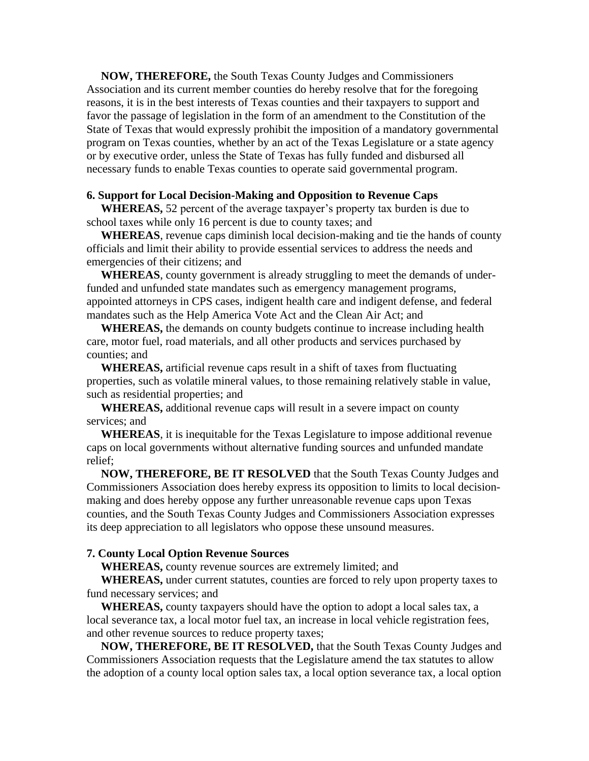**NOW, THEREFORE,** the South Texas County Judges and Commissioners Association and its current member counties do hereby resolve that for the foregoing reasons, it is in the best interests of Texas counties and their taxpayers to support and favor the passage of legislation in the form of an amendment to the Constitution of the State of Texas that would expressly prohibit the imposition of a mandatory governmental program on Texas counties, whether by an act of the Texas Legislature or a state agency or by executive order, unless the State of Texas has fully funded and disbursed all necessary funds to enable Texas counties to operate said governmental program.

### 6. Support for Local Decision-Making and Opposition to Revenue Caps

**WHEREAS,** 52 percent of the average taxpayer's property tax burden is due to school taxes while only 16 percent is due to county taxes; and

**WHEREAS**, revenue caps diminish local decision-making and tie the hands of county officials and limit their ability to provide essential services to address the needs and emergencies of their citizens; and

**WHEREAS**, county government is already struggling to meet the demands of under-funded and unfunded state mandates such as emergency management programs, appointed attorneys in CPS cases, indigent health care and indigent defense, and federal mandates such as the Help America Vote Act and the Clean Air Act; and

**WHEREAS,** the demands on county budgets continue to increase including health care, motor fuel, road materials, and all other products and services purchased by counties; and

**WHEREAS,** artificial revenue caps result in a shift of taxes from fluctuating properties, such as volatile mineral values, to those remaining relatively stable in value, such as residential properties; and

**WHEREAS,** additional revenue caps will result in a severe impact on county services; and

**WHEREAS**, it is inequitable for the Texas Legislature to impose additional revenue caps on local governments without alternative funding sources and unfunded mandate relief;

**NOW, THEREFORE, BE IT RESOLVED** that the South Texas County Judges and Commissioners Association does hereby express its opposition to limits to local decision-making and does hereby oppose any further unreasonable revenue caps upon Texas counties, and the South Texas County Judges and Commissioners Association expresses its deep appreciation to all legislators who oppose these unsound measures.

### 7. County Local Option Revenue Sources

**WHEREAS,** county revenue sources are extremely limited; and

**WHEREAS,** under current statutes, counties are forced to rely upon property taxes to fund necessary services; and

**WHEREAS,** county taxpayers should have the option to adopt a local sales tax, a local severance tax, a local motor fuel tax, an increase in local vehicle registration fees, and other revenue sources to reduce property taxes;

**NOW, THEREFORE, BE IT RESOLVED,** that the South Texas County Judges and Commissioners Association requests that the Legislature amend the tax statutes to allow the adoption of a county local option sales tax, a local option severance tax, a local option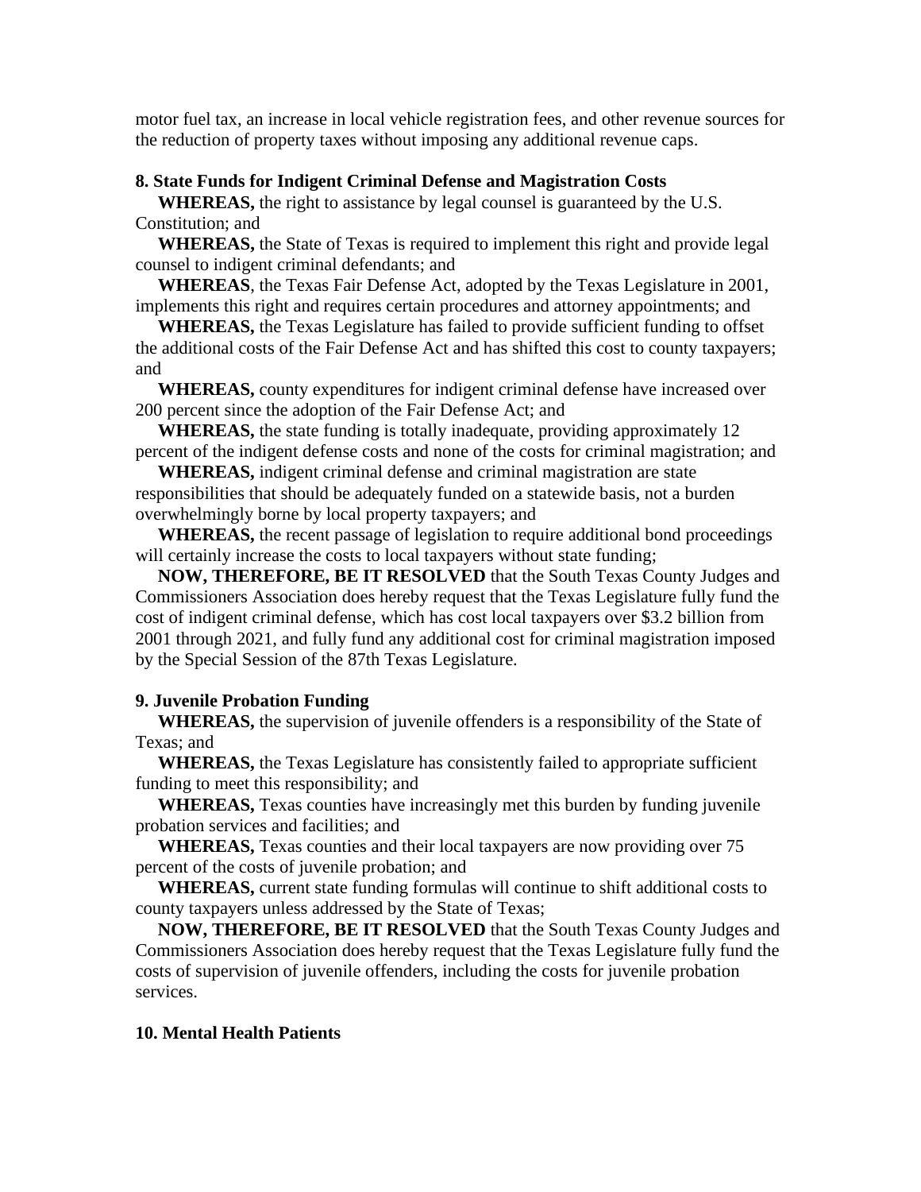motor fuel tax, an increase in local vehicle registration fees, and other revenue sources for the reduction of property taxes without imposing any additional revenue caps.

**8. State Funds for Indigent Criminal Defense and Magistration Costs**

**WHEREAS,** the right to assistance by legal counsel is guaranteed by the U.S. Constitution; and

**WHEREAS,** the State of Texas is required to implement this right and provide legal counsel to indigent criminal defendants; and

**WHEREAS**, the Texas Fair Defense Act, adopted by the Texas Legislature in 2001, implements this right and requires certain procedures and attorney appointments; and

**WHEREAS,** the Texas Legislature has failed to provide sufficient funding to offset the additional costs of the Fair Defense Act and has shifted this cost to county taxpayers; and

**WHEREAS,** county expenditures for indigent criminal defense have increased over 200 percent since the adoption of the Fair Defense Act; and

**WHEREAS,** the state funding is totally inadequate, providing approximately 12 percent of the indigent defense costs and none of the costs for criminal magistration; and

**WHEREAS,** indigent criminal defense and criminal magistration are state responsibilities that should be adequately funded on a statewide basis, not a burden overwhelmingly borne by local property taxpayers; and

**WHEREAS,** the recent passage of legislation to require additional bond proceedings will certainly increase the costs to local taxpayers without state funding;

**NOW, THEREFORE, BE IT RESOLVED** that the South Texas County Judges and Commissioners Association does hereby request that the Texas Legislature fully fund the cost of indigent criminal defense, which has cost local taxpayers over $3.2 billion from 2001 through 2021, and fully fund any additional cost for criminal magistration imposed by the Special Session of the 87th Texas Legislature.

**9. Juvenile Probation Funding**

**WHEREAS,** the supervision of juvenile offenders is a responsibility of the State of Texas; and

**WHEREAS,** the Texas Legislature has consistently failed to appropriate sufficient funding to meet this responsibility; and

**WHEREAS,** Texas counties have increasingly met this burden by funding juvenile probation services and facilities; and

**WHEREAS,** Texas counties and their local taxpayers are now providing over 75 percent of the costs of juvenile probation; and

**WHEREAS,** current state funding formulas will continue to shift additional costs to county taxpayers unless addressed by the State of Texas;

**NOW, THEREFORE, BE IT RESOLVED** that the South Texas County Judges and Commissioners Association does hereby request that the Texas Legislature fully fund the costs of supervision of juvenile offenders, including the costs for juvenile probation services.

**10. Mental Health Patients**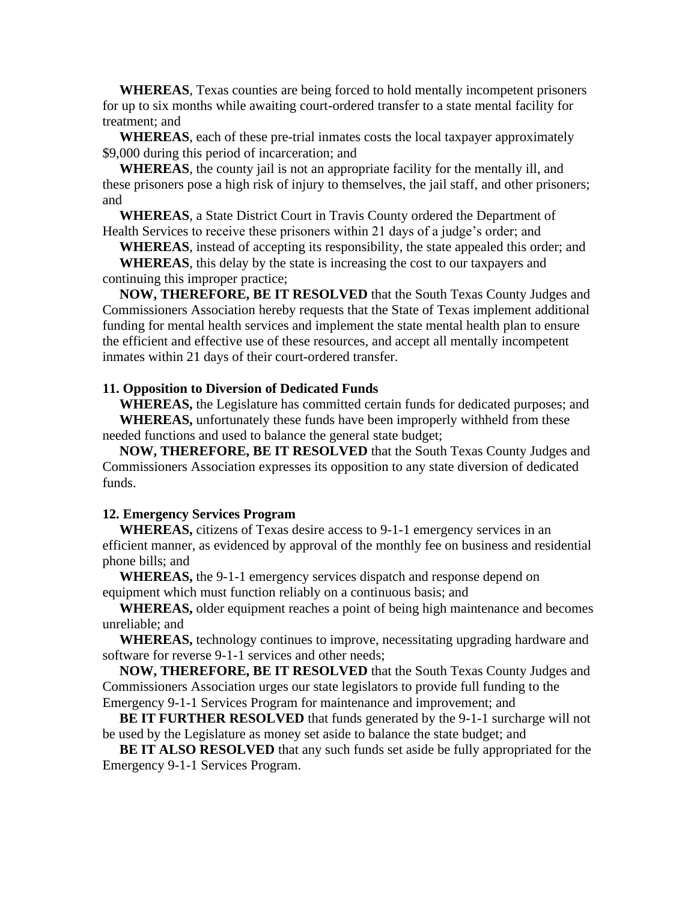**WHEREAS**, Texas counties are being forced to hold mentally incompetent prisoners for up to six months while awaiting court-ordered transfer to a state mental facility for treatment; and

**WHEREAS**, each of these pre-trial inmates costs the local taxpayer approximately $9,000 during this period of incarceration; and

**WHEREAS**, the county jail is not an appropriate facility for the mentally ill, and these prisoners pose a high risk of injury to themselves, the jail staff, and other prisoners; and

**WHEREAS**, a State District Court in Travis County ordered the Department of Health Services to receive these prisoners within 21 days of a judge's order; and

**WHEREAS**, instead of accepting its responsibility, the state appealed this order; and

**WHEREAS**, this delay by the state is increasing the cost to our taxpayers and continuing this improper practice;

**NOW, THEREFORE, BE IT RESOLVED** that the South Texas County Judges and Commissioners Association hereby requests that the State of Texas implement additional funding for mental health services and implement the state mental health plan to ensure the efficient and effective use of these resources, and accept all mentally incompetent inmates within 21 days of their court-ordered transfer.

**11. Opposition to Diversion of Dedicated Funds**

**WHEREAS,** the Legislature has committed certain funds for dedicated purposes; and

**WHEREAS,** unfortunately these funds have been improperly withheld from these needed functions and used to balance the general state budget;

**NOW, THEREFORE, BE IT RESOLVED** that the South Texas County Judges and Commissioners Association expresses its opposition to any state diversion of dedicated funds.

**12. Emergency Services Program**

**WHEREAS,** citizens of Texas desire access to 9-1-1 emergency services in an efficient manner, as evidenced by approval of the monthly fee on business and residential phone bills; and

**WHEREAS,** the 9-1-1 emergency services dispatch and response depend on equipment which must function reliably on a continuous basis; and

**WHEREAS,** older equipment reaches a point of being high maintenance and becomes unreliable; and

**WHEREAS,** technology continues to improve, necessitating upgrading hardware and software for reverse 9-1-1 services and other needs;

**NOW, THEREFORE, BE IT RESOLVED** that the South Texas County Judges and Commissioners Association urges our state legislators to provide full funding to the Emergency 9-1-1 Services Program for maintenance and improvement; and

**BE IT FURTHER RESOLVED** that funds generated by the 9-1-1 surcharge will not be used by the Legislature as money set aside to balance the state budget; and

**BE IT ALSO RESOLVED** that any such funds set aside be fully appropriated for the Emergency 9-1-1 Services Program.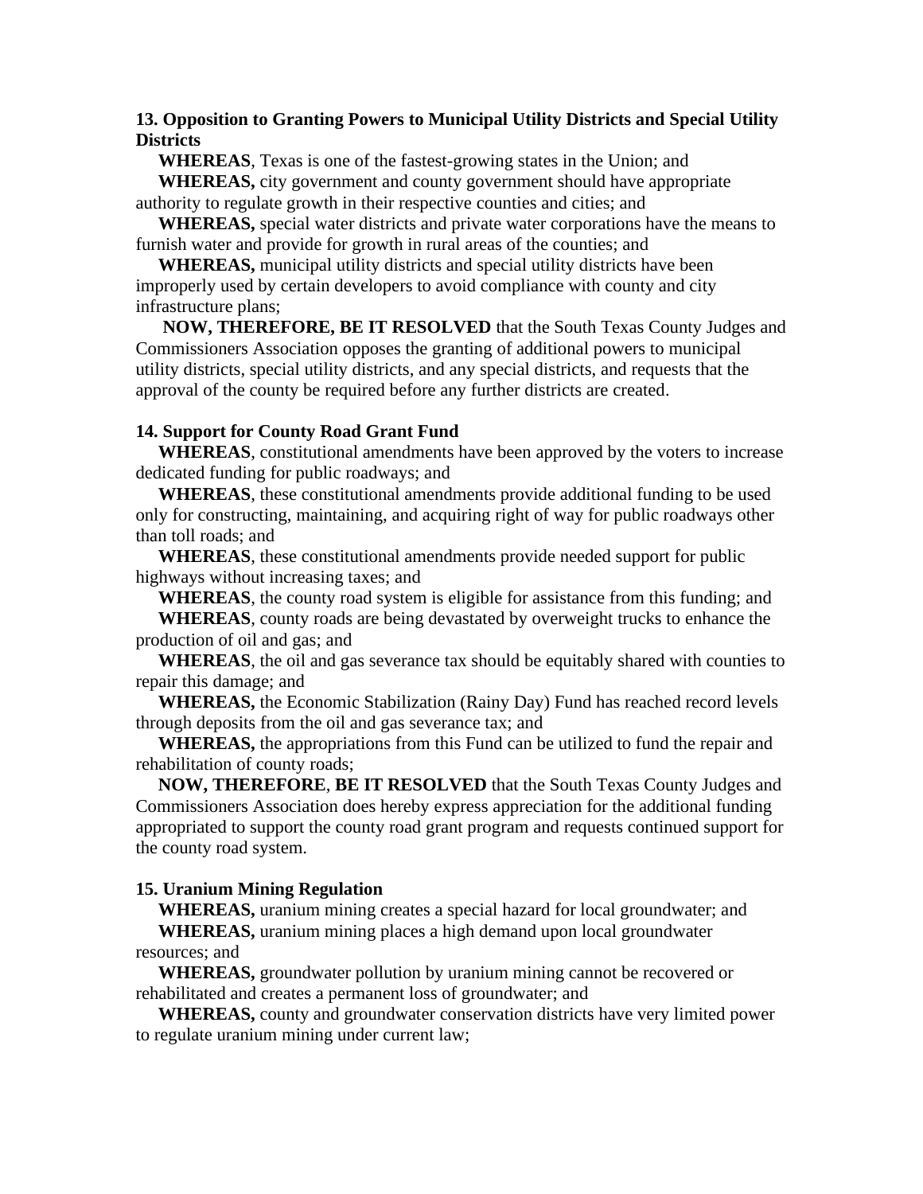**13. Opposition to Granting Powers to Municipal Utility Districts and Special Utility Districts**

**WHEREAS**, Texas is one of the fastest-growing states in the Union; and

**WHEREAS,** city government and county government should have appropriate authority to regulate growth in their respective counties and cities; and

**WHEREAS,** special water districts and private water corporations have the means to furnish water and provide for growth in rural areas of the counties; and

**WHEREAS,** municipal utility districts and special utility districts have been improperly used by certain developers to avoid compliance with county and city infrastructure plans;

**NOW, THEREFORE, BE IT RESOLVED** that the South Texas County Judges and Commissioners Association opposes the granting of additional powers to municipal utility districts, special utility districts, and any special districts, and requests that the approval of the county be required before any further districts are created.

**14. Support for County Road Grant Fund**

**WHEREAS**, constitutional amendments have been approved by the voters to increase dedicated funding for public roadways; and

**WHEREAS**, these constitutional amendments provide additional funding to be used only for constructing, maintaining, and acquiring right of way for public roadways other than toll roads; and

**WHEREAS**, these constitutional amendments provide needed support for public highways without increasing taxes; and

**WHEREAS**, the county road system is eligible for assistance from this funding; and

**WHEREAS**, county roads are being devastated by overweight trucks to enhance the production of oil and gas; and

**WHEREAS**, the oil and gas severance tax should be equitably shared with counties to repair this damage; and

**WHEREAS,** the Economic Stabilization (Rainy Day) Fund has reached record levels through deposits from the oil and gas severance tax; and

**WHEREAS,** the appropriations from this Fund can be utilized to fund the repair and rehabilitation of county roads;

**NOW, THEREFORE**, **BE IT RESOLVED** that the South Texas County Judges and Commissioners Association does hereby express appreciation for the additional funding appropriated to support the county road grant program and requests continued support for the county road system.

**15. Uranium Mining Regulation**

**WHEREAS,** uranium mining creates a special hazard for local groundwater; and

**WHEREAS,** uranium mining places a high demand upon local groundwater resources; and

**WHEREAS,** groundwater pollution by uranium mining cannot be recovered or rehabilitated and creates a permanent loss of groundwater; and

**WHEREAS,** county and groundwater conservation districts have very limited power to regulate uranium mining under current law;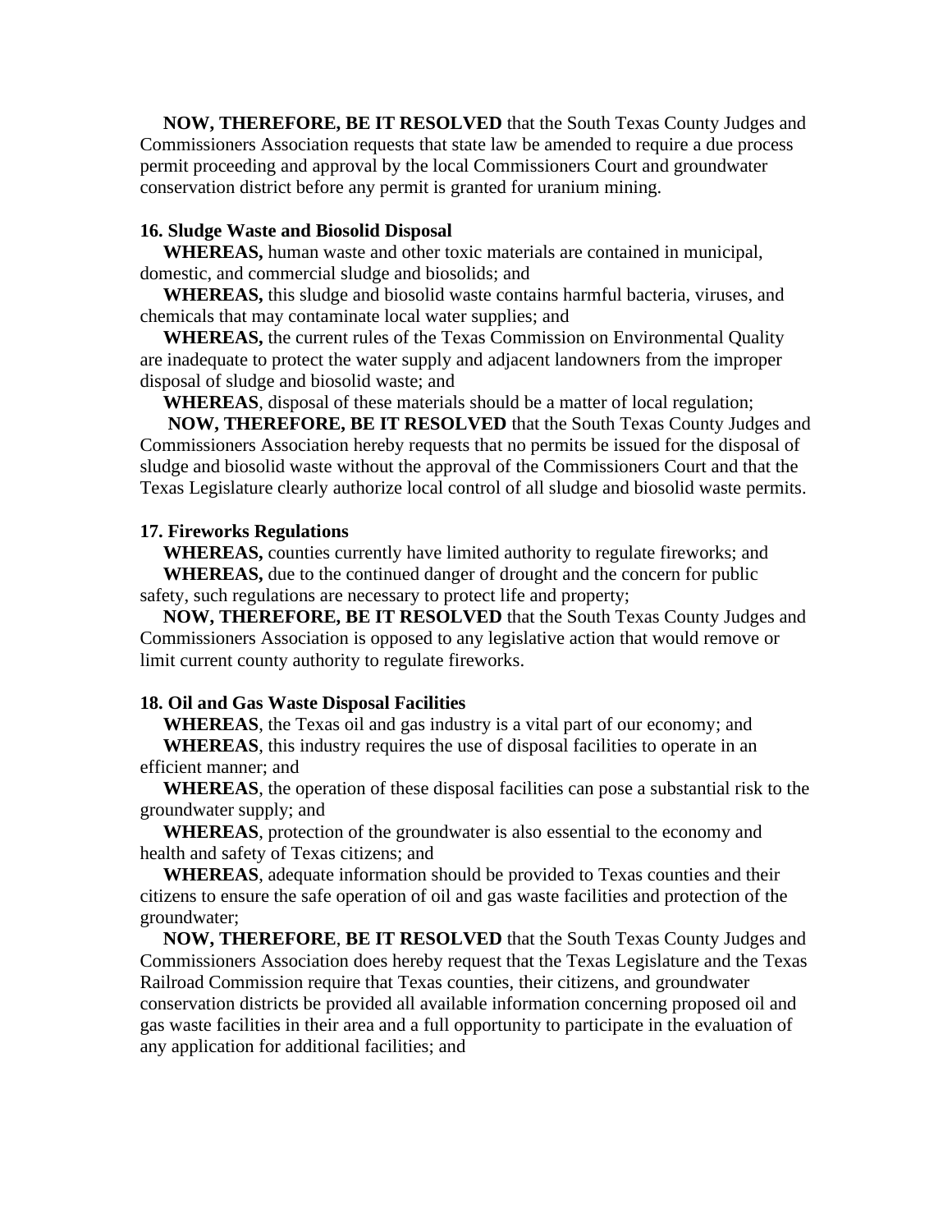**NOW, THEREFORE, BE IT RESOLVED** that the South Texas County Judges and Commissioners Association requests that state law be amended to require a due process permit proceeding and approval by the local Commissioners Court and groundwater conservation district before any permit is granted for uranium mining.

**16. Sludge Waste and Biosolid Disposal**

**WHEREAS,** human waste and other toxic materials are contained in municipal, domestic, and commercial sludge and biosolids; and

**WHEREAS,** this sludge and biosolid waste contains harmful bacteria, viruses, and chemicals that may contaminate local water supplies; and

**WHEREAS,** the current rules of the Texas Commission on Environmental Quality are inadequate to protect the water supply and adjacent landowners from the improper disposal of sludge and biosolid waste; and

**WHEREAS**, disposal of these materials should be a matter of local regulation;

**NOW, THEREFORE, BE IT RESOLVED** that the South Texas County Judges and Commissioners Association hereby requests that no permits be issued for the disposal of sludge and biosolid waste without the approval of the Commissioners Court and that the Texas Legislature clearly authorize local control of all sludge and biosolid waste permits.

**17. Fireworks Regulations**

**WHEREAS,** counties currently have limited authority to regulate fireworks; and

**WHEREAS,** due to the continued danger of drought and the concern for public safety, such regulations are necessary to protect life and property;

**NOW, THEREFORE, BE IT RESOLVED** that the South Texas County Judges and Commissioners Association is opposed to any legislative action that would remove or limit current county authority to regulate fireworks.

**18. Oil and Gas Waste Disposal Facilities**

**WHEREAS**, the Texas oil and gas industry is a vital part of our economy; and

**WHEREAS**, this industry requires the use of disposal facilities to operate in an efficient manner; and

**WHEREAS**, the operation of these disposal facilities can pose a substantial risk to the groundwater supply; and

**WHEREAS**, protection of the groundwater is also essential to the economy and health and safety of Texas citizens; and

**WHEREAS**, adequate information should be provided to Texas counties and their citizens to ensure the safe operation of oil and gas waste facilities and protection of the groundwater;

**NOW, THEREFORE**, **BE IT RESOLVED** that the South Texas County Judges and Commissioners Association does hereby request that the Texas Legislature and the Texas Railroad Commission require that Texas counties, their citizens, and groundwater conservation districts be provided all available information concerning proposed oil and gas waste facilities in their area and a full opportunity to participate in the evaluation of any application for additional facilities; and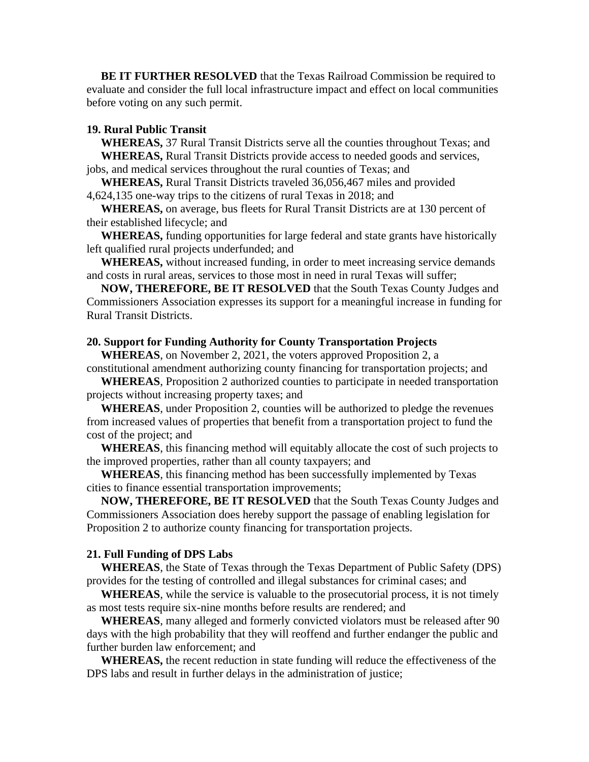**BE IT FURTHER RESOLVED** that the Texas Railroad Commission be required to evaluate and consider the full local infrastructure impact and effect on local communities before voting on any such permit.

### 19. Rural Public Transit

**WHEREAS,** 37 Rural Transit Districts serve all the counties throughout Texas; and

**WHEREAS,** Rural Transit Districts provide access to needed goods and services, jobs, and medical services throughout the rural counties of Texas; and

**WHEREAS,** Rural Transit Districts traveled 36,056,467 miles and provided 4,624,135 one-way trips to the citizens of rural Texas in 2018; and

**WHEREAS,** on average, bus fleets for Rural Transit Districts are at 130 percent of their established lifecycle; and

**WHEREAS,** funding opportunities for large federal and state grants have historically left qualified rural projects underfunded; and

**WHEREAS,** without increased funding, in order to meet increasing service demands and costs in rural areas, services to those most in need in rural Texas will suffer;

**NOW, THEREFORE, BE IT RESOLVED** that the South Texas County Judges and Commissioners Association expresses its support for a meaningful increase in funding for Rural Transit Districts.

### 20. Support for Funding Authority for County Transportation Projects

**WHEREAS**, on November 2, 2021, the voters approved Proposition 2, a constitutional amendment authorizing county financing for transportation projects; and

**WHEREAS**, Proposition 2 authorized counties to participate in needed transportation projects without increasing property taxes; and

**WHEREAS**, under Proposition 2, counties will be authorized to pledge the revenues from increased values of properties that benefit from a transportation project to fund the cost of the project; and

**WHEREAS**, this financing method will equitably allocate the cost of such projects to the improved properties, rather than all county taxpayers; and

**WHEREAS**, this financing method has been successfully implemented by Texas cities to finance essential transportation improvements;

**NOW, THEREFORE, BE IT RESOLVED** that the South Texas County Judges and Commissioners Association does hereby support the passage of enabling legislation for Proposition 2 to authorize county financing for transportation projects.

### 21. Full Funding of DPS Labs

**WHEREAS**, the State of Texas through the Texas Department of Public Safety (DPS) provides for the testing of controlled and illegal substances for criminal cases; and

**WHEREAS**, while the service is valuable to the prosecutorial process, it is not timely as most tests require six-nine months before results are rendered; and

**WHEREAS**, many alleged and formerly convicted violators must be released after 90 days with the high probability that they will reoffend and further endanger the public and further burden law enforcement; and

**WHEREAS,** the recent reduction in state funding will reduce the effectiveness of the DPS labs and result in further delays in the administration of justice;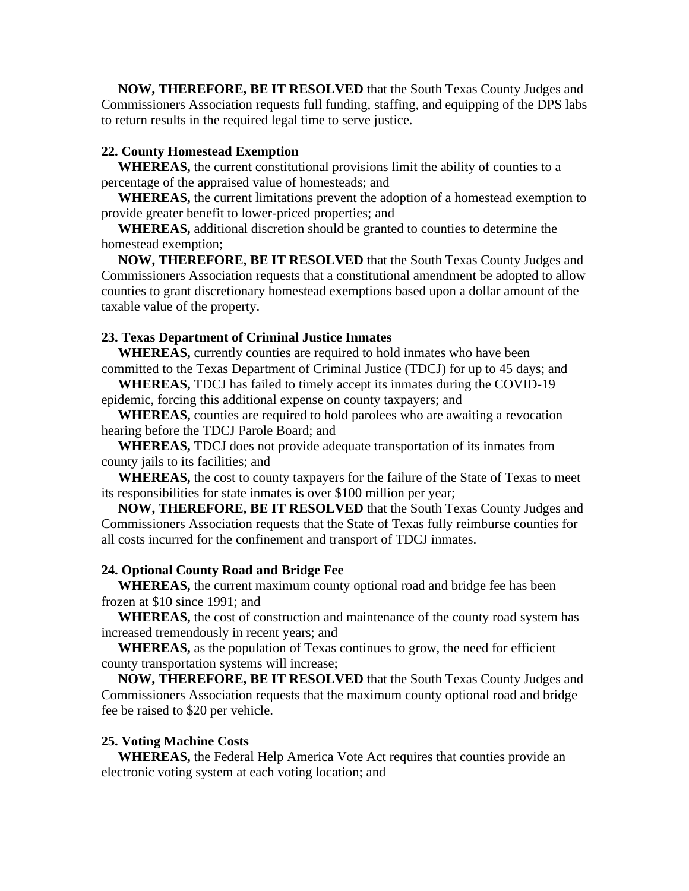**NOW, THEREFORE, BE IT RESOLVED** that the South Texas County Judges and Commissioners Association requests full funding, staffing, and equipping of the DPS labs to return results in the required legal time to serve justice.

**22. County Homestead Exemption**

**WHEREAS,** the current constitutional provisions limit the ability of counties to a percentage of the appraised value of homesteads; and

**WHEREAS,** the current limitations prevent the adoption of a homestead exemption to provide greater benefit to lower-priced properties; and

**WHEREAS,** additional discretion should be granted to counties to determine the homestead exemption;

**NOW, THEREFORE, BE IT RESOLVED** that the South Texas County Judges and Commissioners Association requests that a constitutional amendment be adopted to allow counties to grant discretionary homestead exemptions based upon a dollar amount of the taxable value of the property.

**23. Texas Department of Criminal Justice Inmates**

**WHEREAS,** currently counties are required to hold inmates who have been committed to the Texas Department of Criminal Justice (TDCJ) for up to 45 days; and

**WHEREAS,** TDCJ has failed to timely accept its inmates during the COVID-19 epidemic, forcing this additional expense on county taxpayers; and

**WHEREAS,** counties are required to hold parolees who are awaiting a revocation hearing before the TDCJ Parole Board; and

**WHEREAS,** TDCJ does not provide adequate transportation of its inmates from county jails to its facilities; and

**WHEREAS,** the cost to county taxpayers for the failure of the State of Texas to meet its responsibilities for state inmates is over $100 million per year;

**NOW, THEREFORE, BE IT RESOLVED** that the South Texas County Judges and Commissioners Association requests that the State of Texas fully reimburse counties for all costs incurred for the confinement and transport of TDCJ inmates.

**24. Optional County Road and Bridge Fee**

**WHEREAS,** the current maximum county optional road and bridge fee has been frozen at $10 since 1991; and

**WHEREAS,** the cost of construction and maintenance of the county road system has increased tremendously in recent years; and

**WHEREAS,** as the population of Texas continues to grow, the need for efficient county transportation systems will increase;

**NOW, THEREFORE, BE IT RESOLVED** that the South Texas County Judges and Commissioners Association requests that the maximum county optional road and bridge fee be raised to $20 per vehicle.

**25. Voting Machine Costs**

**WHEREAS,** the Federal Help America Vote Act requires that counties provide an electronic voting system at each voting location; and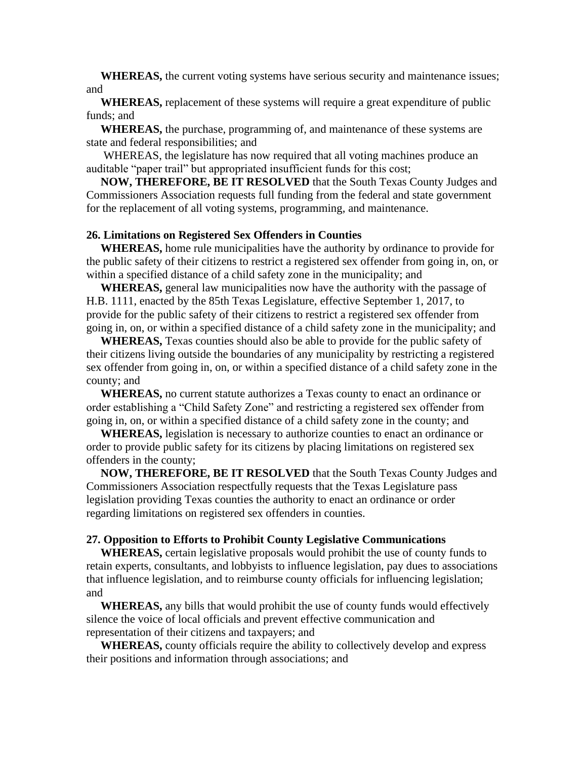**WHEREAS,** the current voting systems have serious security and maintenance issues; and

**WHEREAS,** replacement of these systems will require a great expenditure of public funds; and

**WHEREAS,** the purchase, programming of, and maintenance of these systems are state and federal responsibilities; and

WHEREAS, the legislature has now required that all voting machines produce an auditable "paper trail" but appropriated insufficient funds for this cost;

**NOW, THEREFORE, BE IT RESOLVED** that the South Texas County Judges and Commissioners Association requests full funding from the federal and state government for the replacement of all voting systems, programming, and maintenance.

**26. Limitations on Registered Sex Offenders in Counties**

**WHEREAS,** home rule municipalities have the authority by ordinance to provide for the public safety of their citizens to restrict a registered sex offender from going in, on, or within a specified distance of a child safety zone in the municipality; and

**WHEREAS,** general law municipalities now have the authority with the passage of H.B. 1111, enacted by the 85th Texas Legislature, effective September 1, 2017, to provide for the public safety of their citizens to restrict a registered sex offender from going in, on, or within a specified distance of a child safety zone in the municipality; and

**WHEREAS,** Texas counties should also be able to provide for the public safety of their citizens living outside the boundaries of any municipality by restricting a registered sex offender from going in, on, or within a specified distance of a child safety zone in the county; and

**WHEREAS,** no current statute authorizes a Texas county to enact an ordinance or order establishing a "Child Safety Zone" and restricting a registered sex offender from going in, on, or within a specified distance of a child safety zone in the county; and

**WHEREAS,** legislation is necessary to authorize counties to enact an ordinance or order to provide public safety for its citizens by placing limitations on registered sex offenders in the county;

**NOW, THEREFORE, BE IT RESOLVED** that the South Texas County Judges and Commissioners Association respectfully requests that the Texas Legislature pass legislation providing Texas counties the authority to enact an ordinance or order regarding limitations on registered sex offenders in counties.

**27. Opposition to Efforts to Prohibit County Legislative Communications**

**WHEREAS,** certain legislative proposals would prohibit the use of county funds to retain experts, consultants, and lobbyists to influence legislation, pay dues to associations that influence legislation, and to reimburse county officials for influencing legislation; and

**WHEREAS,** any bills that would prohibit the use of county funds would effectively silence the voice of local officials and prevent effective communication and representation of their citizens and taxpayers; and

**WHEREAS,** county officials require the ability to collectively develop and express their positions and information through associations; and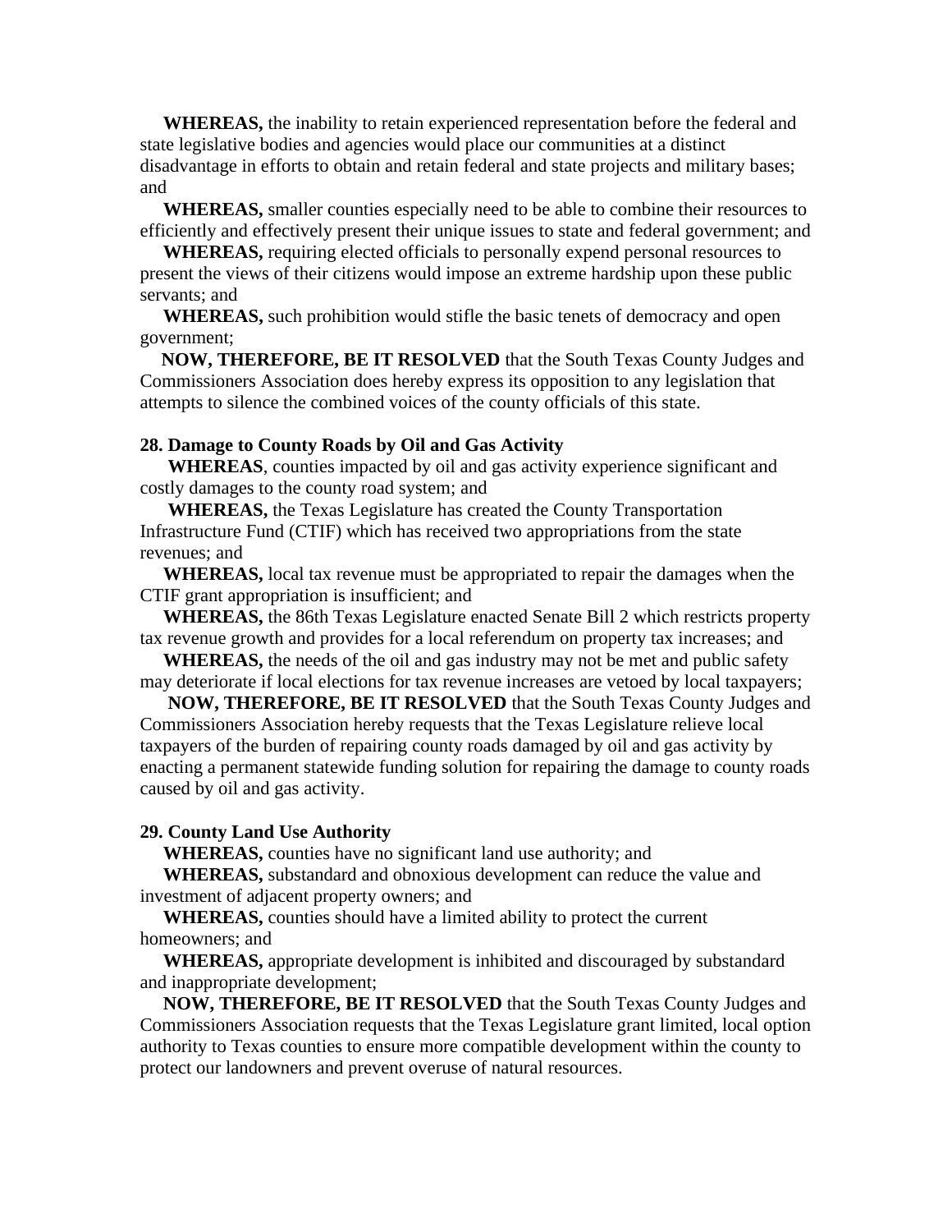**WHEREAS,** the inability to retain experienced representation before the federal and state legislative bodies and agencies would place our communities at a distinct disadvantage in efforts to obtain and retain federal and state projects and military bases; and

**WHEREAS,** smaller counties especially need to be able to combine their resources to efficiently and effectively present their unique issues to state and federal government; and

**WHEREAS,** requiring elected officials to personally expend personal resources to present the views of their citizens would impose an extreme hardship upon these public servants; and

**WHEREAS,** such prohibition would stifle the basic tenets of democracy and open government;

**NOW, THEREFORE, BE IT RESOLVED** that the South Texas County Judges and Commissioners Association does hereby express its opposition to any legislation that attempts to silence the combined voices of the county officials of this state.

### 28. Damage to County Roads by Oil and Gas Activity

**WHEREAS**, counties impacted by oil and gas activity experience significant and costly damages to the county road system; and

**WHEREAS,** the Texas Legislature has created the County Transportation Infrastructure Fund (CTIF) which has received two appropriations from the state revenues; and

**WHEREAS,** local tax revenue must be appropriated to repair the damages when the CTIF grant appropriation is insufficient; and

**WHEREAS,** the 86th Texas Legislature enacted Senate Bill 2 which restricts property tax revenue growth and provides for a local referendum on property tax increases; and

**WHEREAS,** the needs of the oil and gas industry may not be met and public safety may deteriorate if local elections for tax revenue increases are vetoed by local taxpayers;

**NOW, THEREFORE, BE IT RESOLVED** that the South Texas County Judges and Commissioners Association hereby requests that the Texas Legislature relieve local taxpayers of the burden of repairing county roads damaged by oil and gas activity by enacting a permanent statewide funding solution for repairing the damage to county roads caused by oil and gas activity.

### 29. County Land Use Authority

**WHEREAS,** counties have no significant land use authority; and

**WHEREAS,** substandard and obnoxious development can reduce the value and investment of adjacent property owners; and

**WHEREAS,** counties should have a limited ability to protect the current homeowners; and

**WHEREAS,** appropriate development is inhibited and discouraged by substandard and inappropriate development;

**NOW, THEREFORE, BE IT RESOLVED** that the South Texas County Judges and Commissioners Association requests that the Texas Legislature grant limited, local option authority to Texas counties to ensure more compatible development within the county to protect our landowners and prevent overuse of natural resources.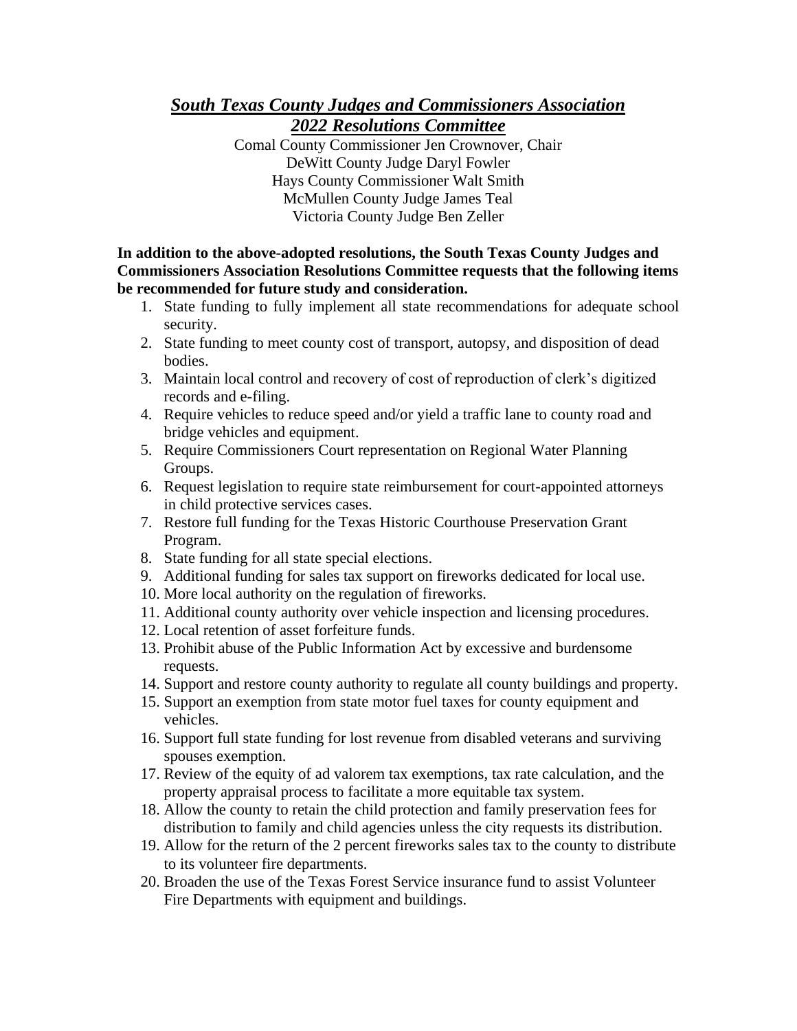## ***South Texas County Judges and Commissioners Association***
## ***2022 Resolutions Committee***

Comal County Commissioner Jen Crownover, Chair
DeWitt County Judge Daryl Fowler
Hays County Commissioner Walt Smith
McMullen County Judge James Teal
Victoria County Judge Ben Zeller

**In addition to the above-adopted resolutions, the South Texas County Judges and Commissioners Association Resolutions Committee requests that the following items be recommended for future study and consideration.**

1. State funding to fully implement all state recommendations for adequate school security.
2. State funding to meet county cost of transport, autopsy, and disposition of dead bodies.
3. Maintain local control and recovery of cost of reproduction of clerk's digitized records and e-filing.
4. Require vehicles to reduce speed and/or yield a traffic lane to county road and bridge vehicles and equipment.
5. Require Commissioners Court representation on Regional Water Planning Groups.
6. Request legislation to require state reimbursement for court-appointed attorneys in child protective services cases.
7. Restore full funding for the Texas Historic Courthouse Preservation Grant Program.
8. State funding for all state special elections.
9. Additional funding for sales tax support on fireworks dedicated for local use.
10. More local authority on the regulation of fireworks.
11. Additional county authority over vehicle inspection and licensing procedures.
12. Local retention of asset forfeiture funds.
13. Prohibit abuse of the Public Information Act by excessive and burdensome requests.
14. Support and restore county authority to regulate all county buildings and property.
15. Support an exemption from state motor fuel taxes for county equipment and vehicles.
16. Support full state funding for lost revenue from disabled veterans and surviving spouses exemption.
17. Review of the equity of ad valorem tax exemptions, tax rate calculation, and the property appraisal process to facilitate a more equitable tax system.
18. Allow the county to retain the child protection and family preservation fees for distribution to family and child agencies unless the city requests its distribution.
19. Allow for the return of the 2 percent fireworks sales tax to the county to distribute to its volunteer fire departments.
20. Broaden the use of the Texas Forest Service insurance fund to assist Volunteer Fire Departments with equipment and buildings.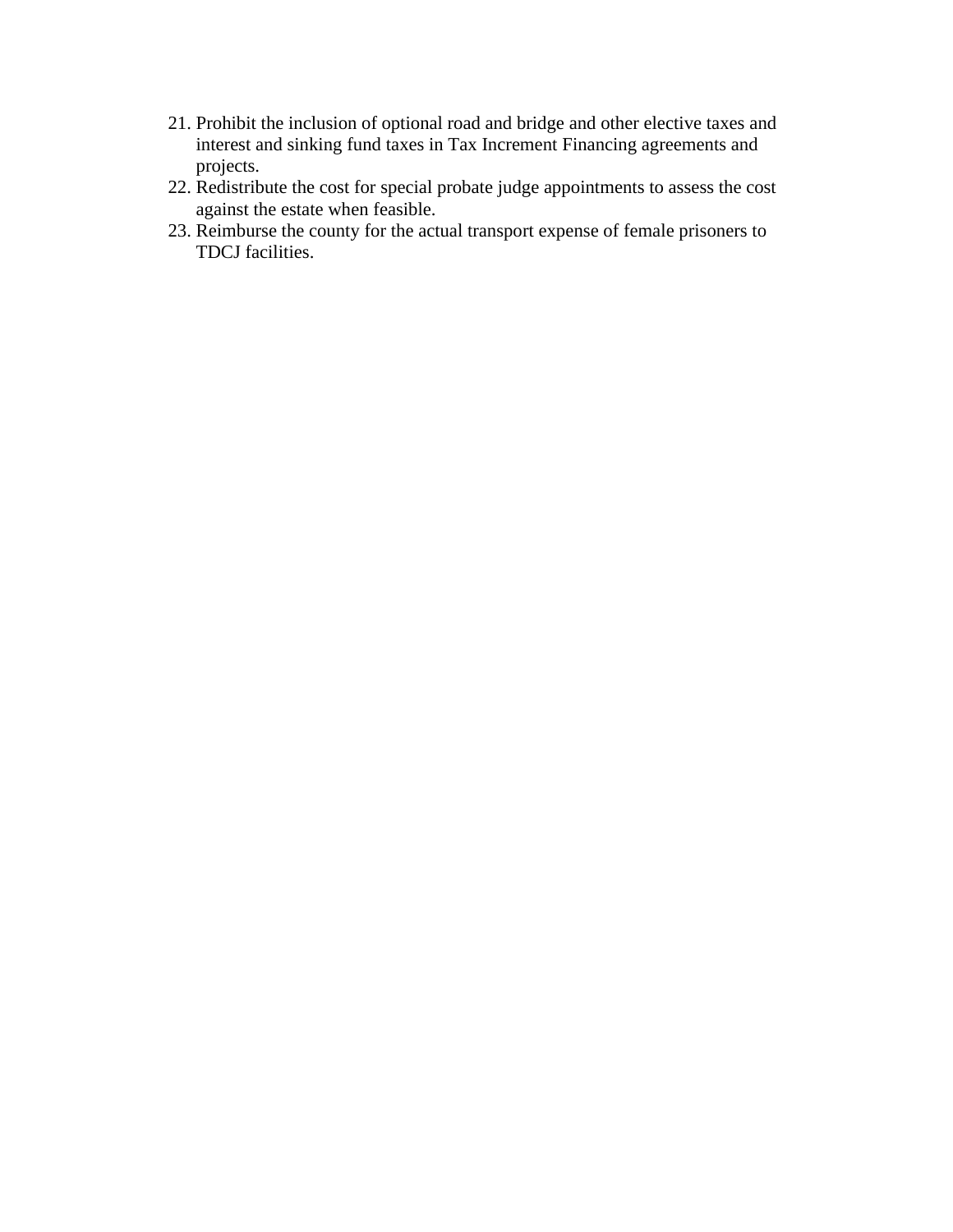21. Prohibit the inclusion of optional road and bridge and other elective taxes and interest and sinking fund taxes in Tax Increment Financing agreements and projects.
22. Redistribute the cost for special probate judge appointments to assess the cost against the estate when feasible.
23. Reimburse the county for the actual transport expense of female prisoners to TDCJ facilities.